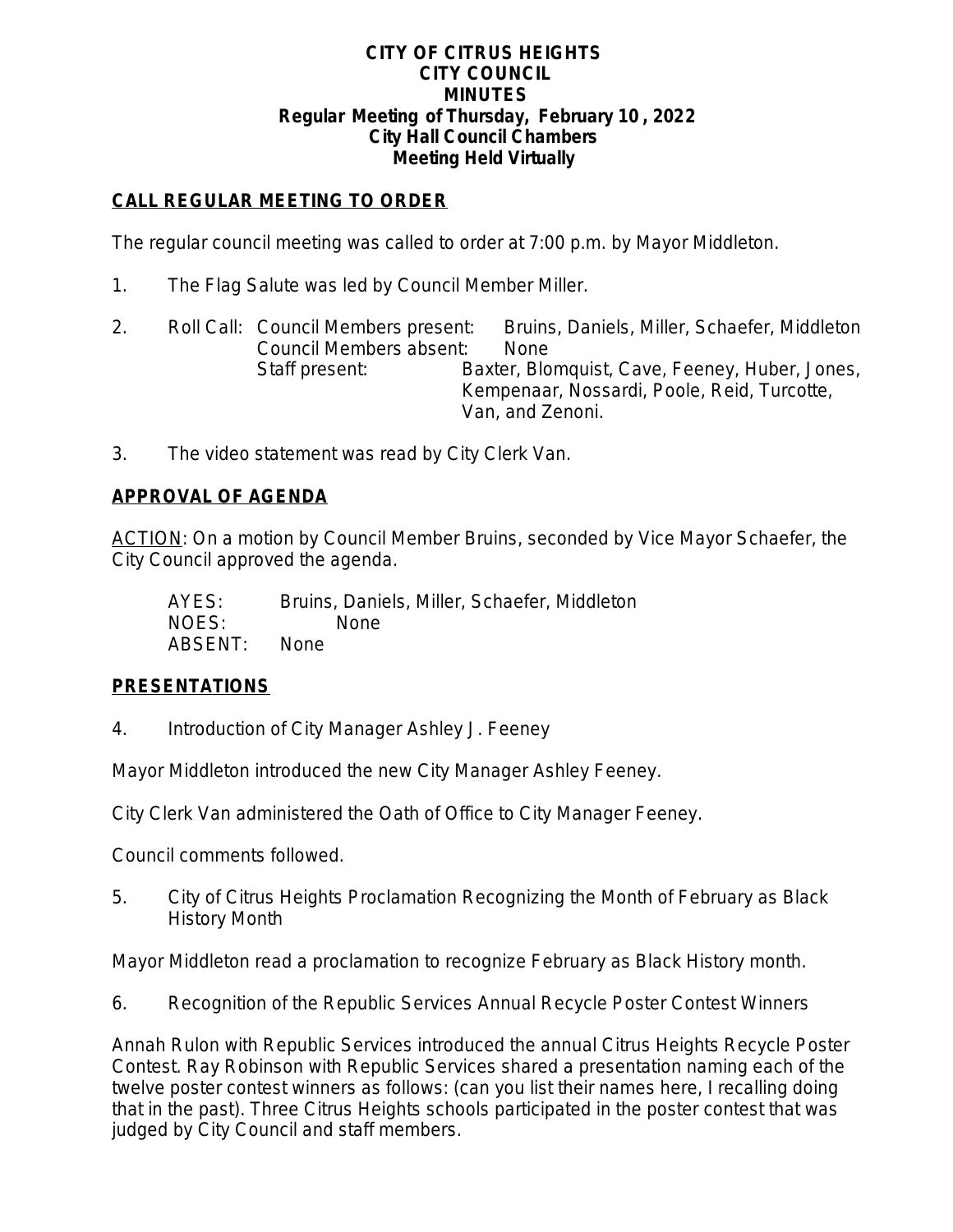**CITY OF CITRUS HEIGHTS**
**CITY COUNCIL**
**MINUTES**
**Regular Meeting of Thursday, February 10 , 2022**
**City Hall Council Chambers**
**Meeting Held Virtually**

## CALL REGULAR MEETING TO ORDER

The regular council meeting was called to order at 7:00 p.m. by Mayor Middleton.

1. The Flag Salute was led by Council Member Miller.

2. Roll Call: Council Members present: Bruins, Daniels, Miller, Schaefer, Middleton
   Council Members absent: None
   Staff present: Baxter, Blomquist, Cave, Feeney, Huber, Jones, Kempenaar, Nossardi, Poole, Reid, Turcotte, Van, and Zenoni.

3. The video statement was read by City Clerk Van.

## APPROVAL OF AGENDA

ACTION: On a motion by Council Member Bruins, seconded by Vice Mayor Schaefer, the City Council approved the agenda.

AYES: Bruins, Daniels, Miller, Schaefer, Middleton
NOES: None
ABSENT: None

## PRESENTATIONS

4. Introduction of City Manager Ashley J. Feeney

Mayor Middleton introduced the new City Manager Ashley Feeney.

City Clerk Van administered the Oath of Office to City Manager Feeney.

Council comments followed.

5. City of Citrus Heights Proclamation Recognizing the Month of February as Black History Month

Mayor Middleton read a proclamation to recognize February as Black History month.

6. Recognition of the Republic Services Annual Recycle Poster Contest Winners

Annah Rulon with Republic Services introduced the annual Citrus Heights Recycle Poster Contest. Ray Robinson with Republic Services shared a presentation naming each of the twelve poster contest winners as follows: (can you list their names here, I recalling doing that in the past). Three Citrus Heights schools participated in the poster contest that was judged by City Council and staff members.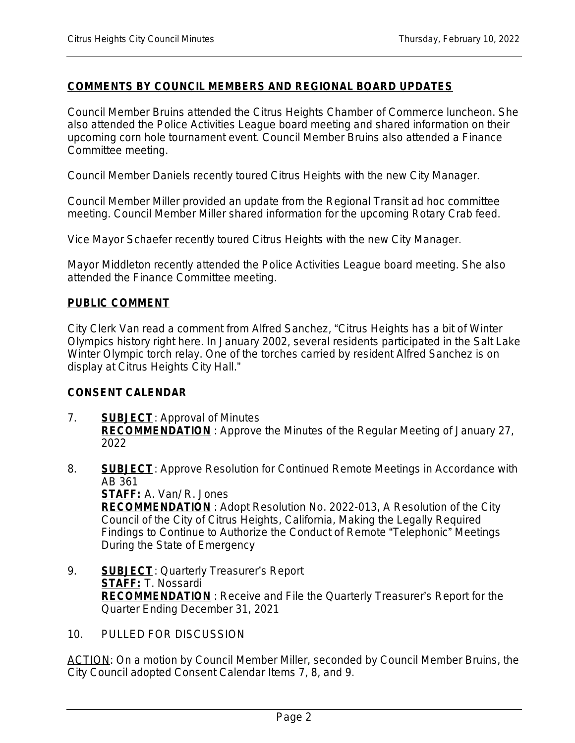## COMMENTS BY COUNCIL MEMBERS AND REGIONAL BOARD UPDATES

Council Member Bruins attended the Citrus Heights Chamber of Commerce luncheon. She also attended the Police Activities League board meeting and shared information on their upcoming corn hole tournament event. Council Member Bruins also attended a Finance Committee meeting.

Council Member Daniels recently toured Citrus Heights with the new City Manager.

Council Member Miller provided an update from the Regional Transit ad hoc committee meeting. Council Member Miller shared information for the upcoming Rotary Crab feed.

Vice Mayor Schaefer recently toured Citrus Heights with the new City Manager.

Mayor Middleton recently attended the Police Activities League board meeting. She also attended the Finance Committee meeting.

## PUBLIC COMMENT

City Clerk Van read a comment from Alfred Sanchez, "Citrus Heights has a bit of Winter Olympics history right here. In January 2002, several residents participated in the Salt Lake Winter Olympic torch relay. One of the torches carried by resident Alfred Sanchez is on display at Citrus Heights City Hall."

## CONSENT CALENDAR

7. **SUBJECT**: Approval of Minutes
   **RECOMMENDATION** : Approve the Minutes of the Regular Meeting of January 27, 2022

8. **SUBJECT**: Approve Resolution for Continued Remote Meetings in Accordance with AB 361
   **STAFF:** A. Van/ R. Jones
   **RECOMMENDATION** : Adopt Resolution No. 2022-013, A Resolution of the City Council of the City of Citrus Heights, California, Making the Legally Required Findings to Continue to Authorize the Conduct of Remote "Telephonic" Meetings During the State of Emergency

9. **SUBJECT**: Quarterly Treasurer's Report
   **STAFF:** T. Nossardi
   **RECOMMENDATION** : Receive and File the Quarterly Treasurer's Report for the Quarter Ending December 31, 2021

10. PULLED FOR DISCUSSION

ACTION: On a motion by Council Member Miller, seconded by Council Member Bruins, the City Council adopted Consent Calendar Items 7, 8, and 9.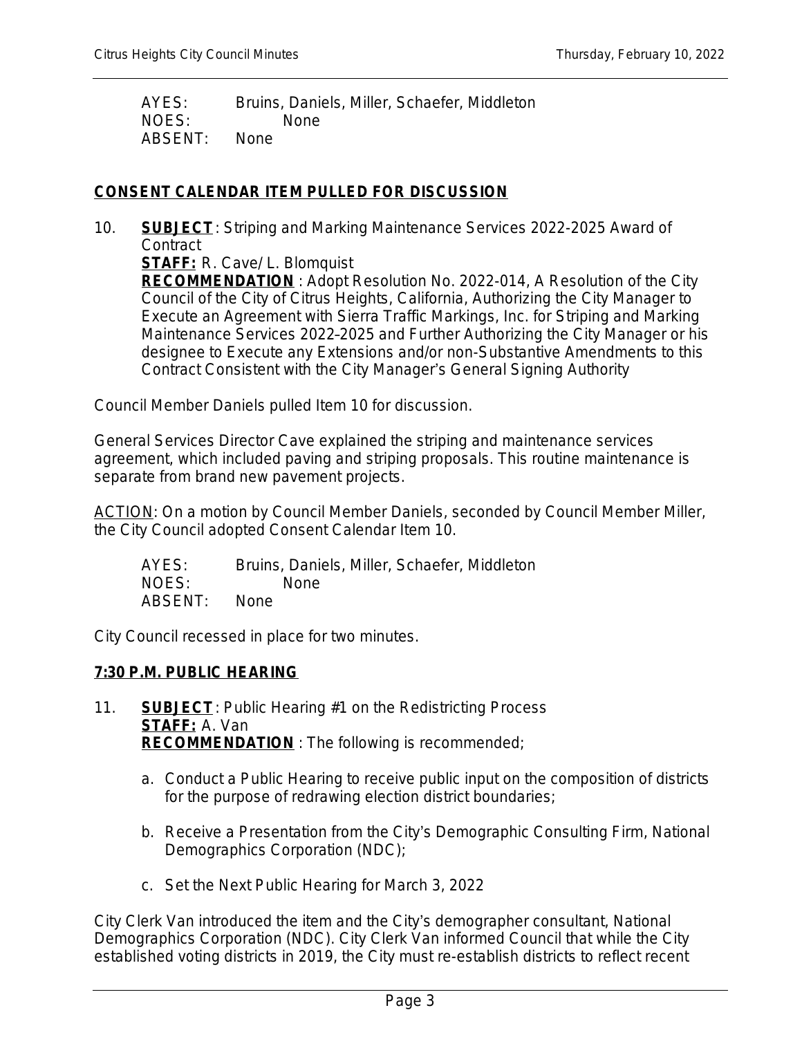AYES: Bruins, Daniels, Miller, Schaefer, Middleton
NOES: None
ABSENT: None

## CONSENT CALENDAR ITEM PULLED FOR DISCUSSION

10. **SUBJECT**: Striping and Marking Maintenance Services 2022-2025 Award of Contract
**STAFF:** R. Cave/ L. Blomquist
**RECOMMENDATION** : Adopt Resolution No. 2022-014, A Resolution of the City Council of the City of Citrus Heights, California, Authorizing the City Manager to Execute an Agreement with Sierra Traffic Markings, Inc. for Striping and Marking Maintenance Services 2022–2025 and Further Authorizing the City Manager or his designee to Execute any Extensions and/or non-Substantive Amendments to this Contract Consistent with the City Manager's General Signing Authority

Council Member Daniels pulled Item 10 for discussion.

General Services Director Cave explained the striping and maintenance services agreement, which included paving and striping proposals. This routine maintenance is separate from brand new pavement projects.

ACTION: On a motion by Council Member Daniels, seconded by Council Member Miller, the City Council adopted Consent Calendar Item 10.

AYES: Bruins, Daniels, Miller, Schaefer, Middleton
NOES: None
ABSENT: None

City Council recessed in place for two minutes.

## 7:30 P.M. PUBLIC HEARING

11. **SUBJECT**: Public Hearing #1 on the Redistricting Process
**STAFF:** A. Van
**RECOMMENDATION** : The following is recommended;

    a. Conduct a Public Hearing to receive public input on the composition of districts for the purpose of redrawing election district boundaries;

    b. Receive a Presentation from the City's Demographic Consulting Firm, National Demographics Corporation (NDC);

    c. Set the Next Public Hearing for March 3, 2022

City Clerk Van introduced the item and the City's demographer consultant, National Demographics Corporation (NDC). City Clerk Van informed Council that while the City established voting districts in 2019, the City must re-establish districts to reflect recent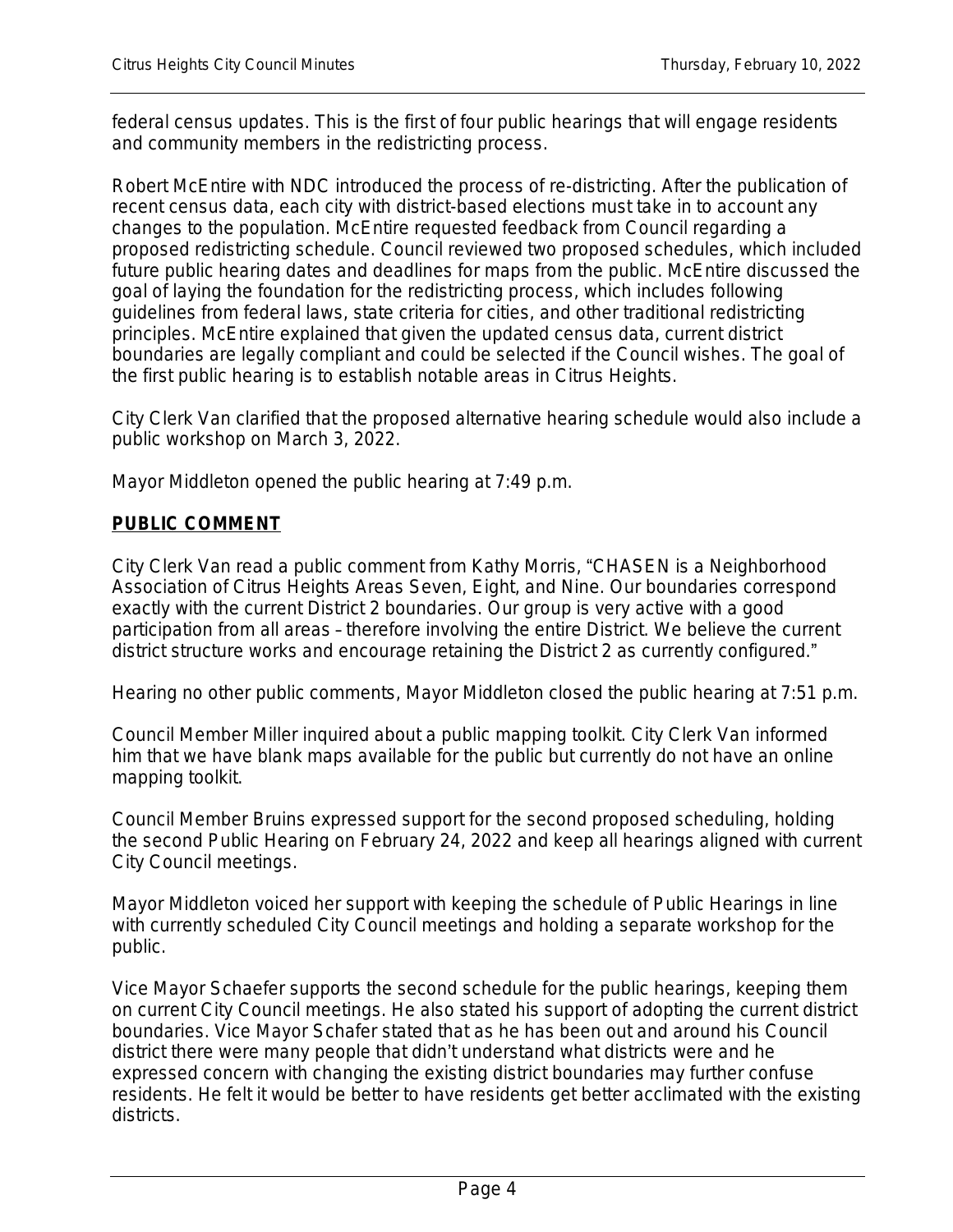federal census updates. This is the first of four public hearings that will engage residents and community members in the redistricting process.

Robert McEntire with NDC introduced the process of re-districting. After the publication of recent census data, each city with district-based elections must take in to account any changes to the population. McEntire requested feedback from Council regarding a proposed redistricting schedule. Council reviewed two proposed schedules, which included future public hearing dates and deadlines for maps from the public. McEntire discussed the goal of laying the foundation for the redistricting process, which includes following guidelines from federal laws, state criteria for cities, and other traditional redistricting principles. McEntire explained that given the updated census data, current district boundaries are legally compliant and could be selected if the Council wishes. The goal of the first public hearing is to establish notable areas in Citrus Heights.

City Clerk Van clarified that the proposed alternative hearing schedule would also include a public workshop on March 3, 2022.

Mayor Middleton opened the public hearing at 7:49 p.m.

**PUBLIC COMMENT**

City Clerk Van read a public comment from Kathy Morris, "CHASEN is a Neighborhood Association of Citrus Heights Areas Seven, Eight, and Nine. Our boundaries correspond exactly with the current District 2 boundaries. Our group is very active with a good participation from all areas – therefore involving the entire District. We believe the current district structure works and encourage retaining the District 2 as currently configured."

Hearing no other public comments, Mayor Middleton closed the public hearing at 7:51 p.m.

Council Member Miller inquired about a public mapping toolkit. City Clerk Van informed him that we have blank maps available for the public but currently do not have an online mapping toolkit.

Council Member Bruins expressed support for the second proposed scheduling, holding the second Public Hearing on February 24, 2022 and keep all hearings aligned with current City Council meetings.

Mayor Middleton voiced her support with keeping the schedule of Public Hearings in line with currently scheduled City Council meetings and holding a separate workshop for the public.

Vice Mayor Schaefer supports the second schedule for the public hearings, keeping them on current City Council meetings. He also stated his support of adopting the current district boundaries. Vice Mayor Schafer stated that as he has been out and around his Council district there were many people that didn't understand what districts were and he expressed concern with changing the existing district boundaries may further confuse residents. He felt it would be better to have residents get better acclimated with the existing districts.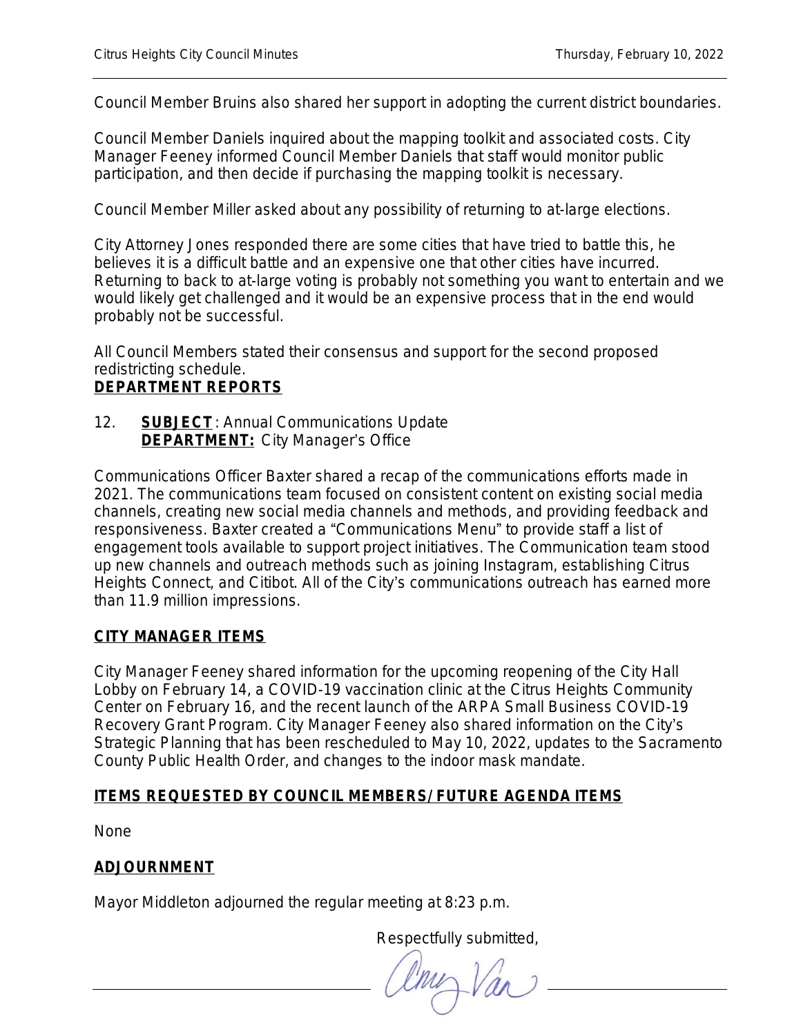Council Member Bruins also shared her support in adopting the current district boundaries.

Council Member Daniels inquired about the mapping toolkit and associated costs. City Manager Feeney informed Council Member Daniels that staff would monitor public participation, and then decide if purchasing the mapping toolkit is necessary.

Council Member Miller asked about any possibility of returning to at-large elections.

City Attorney Jones responded there are some cities that have tried to battle this, he believes it is a difficult battle and an expensive one that other cities have incurred. Returning to back to at-large voting is probably not something you want to entertain and we would likely get challenged and it would be an expensive process that in the end would probably not be successful.

All Council Members stated their consensus and support for the second proposed redistricting schedule.

## DEPARTMENT REPORTS

12. **SUBJECT**: Annual Communications Update
    **DEPARTMENT:** City Manager's Office

Communications Officer Baxter shared a recap of the communications efforts made in 2021. The communications team focused on consistent content on existing social media channels, creating new social media channels and methods, and providing feedback and responsiveness. Baxter created a "Communications Menu" to provide staff a list of engagement tools available to support project initiatives. The Communication team stood up new channels and outreach methods such as joining Instagram, establishing Citrus Heights Connect, and Citibot. All of the City's communications outreach has earned more than 11.9 million impressions.

## CITY MANAGER ITEMS

City Manager Feeney shared information for the upcoming reopening of the City Hall Lobby on February 14, a COVID-19 vaccination clinic at the Citrus Heights Community Center on February 16, and the recent launch of the ARPA Small Business COVID-19 Recovery Grant Program. City Manager Feeney also shared information on the City's Strategic Planning that has been rescheduled to May 10, 2022, updates to the Sacramento County Public Health Order, and changes to the indoor mask mandate.

## ITEMS REQUESTED BY COUNCIL MEMBERS/FUTURE AGENDA ITEMS

None

## ADJOURNMENT

Mayor Middleton adjourned the regular meeting at 8:23 p.m.

Respectfully submitted,

Amy Van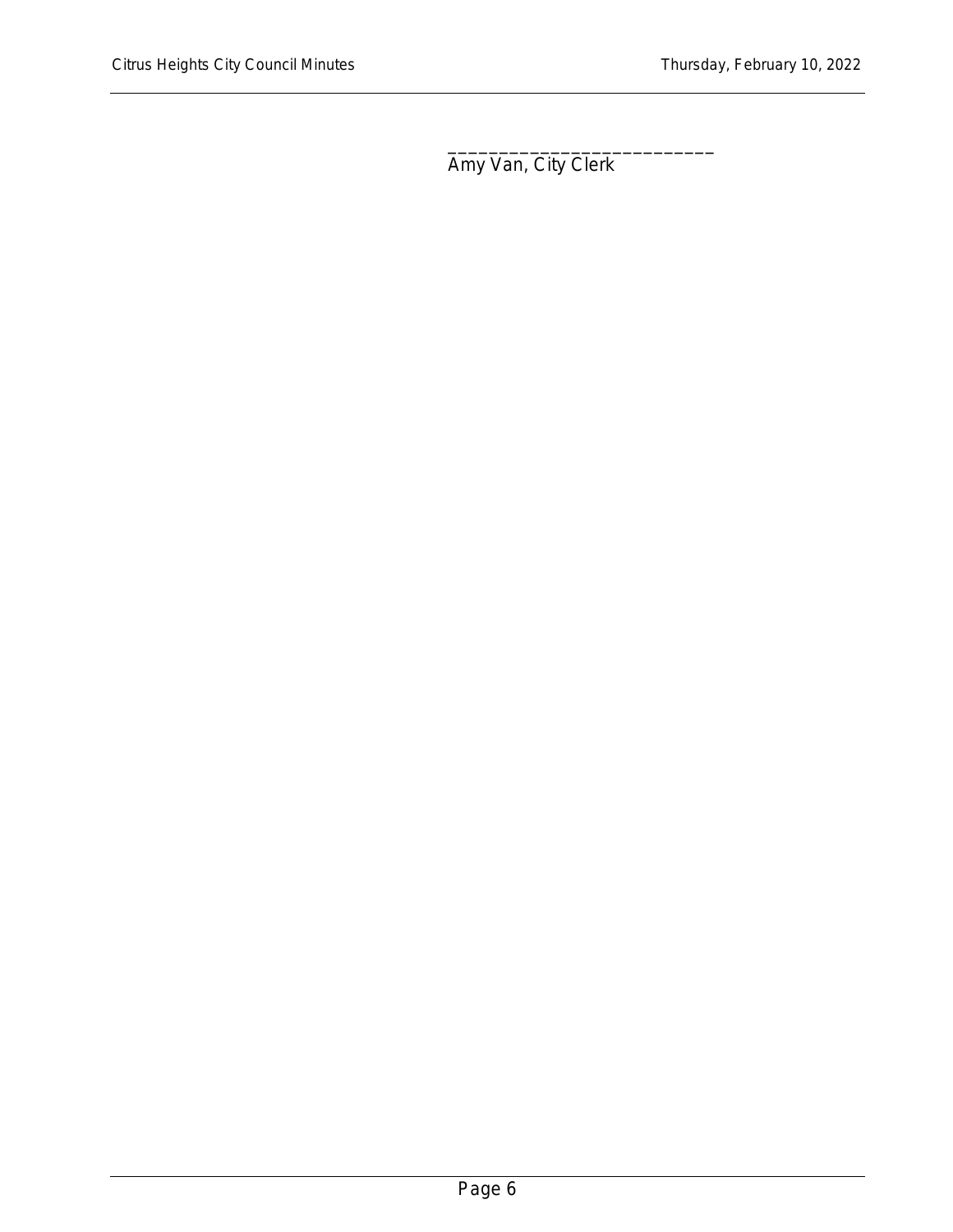__________________________
Amy Van, City Clerk